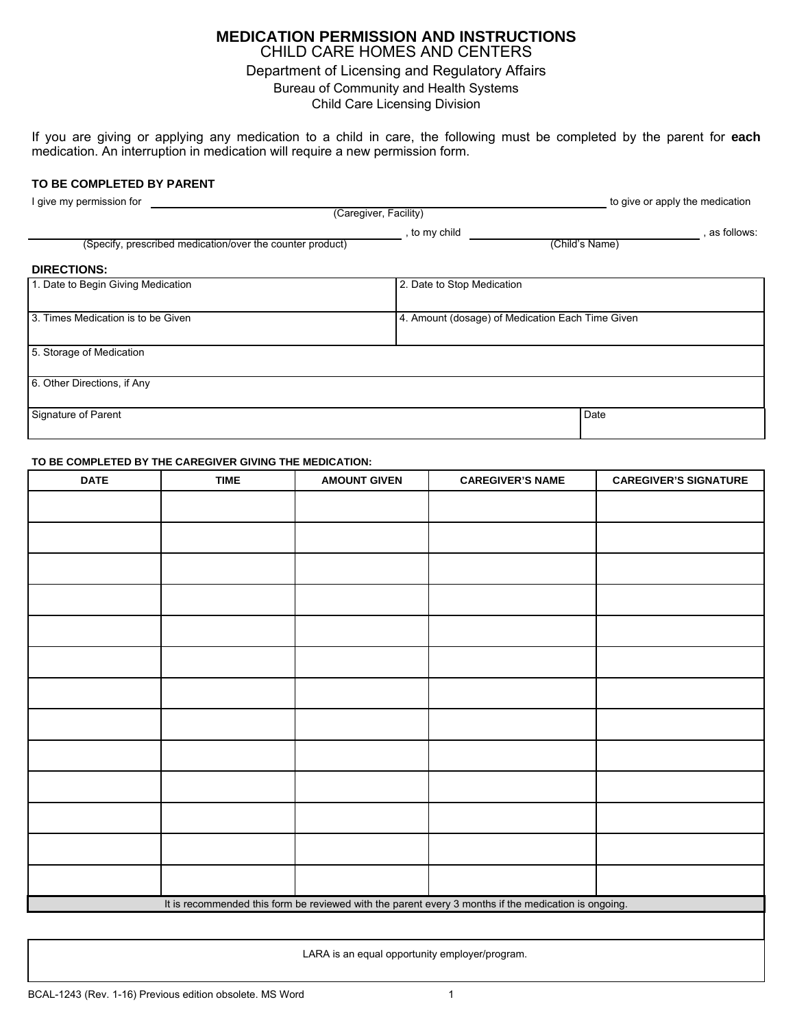# MEDICATION PERMISSION AND INSTRUCTIONS

## CHILD CARE HOMES AND CENTERS

Department of Licensing and Regulatory Affairs
Bureau of Community and Health Systems
Child Care Licensing Division

If you are giving or applying any medication to a child in care, the following must be completed by the parent for **each** medication. An interruption in medication will require a new permission form.

**TO BE COMPLETED BY PARENT**

I give my permission for ______________________________ to give or apply the medication
(Caregiver, Facility)

______________________________ , to my child ______________________________ , as follows:
(Specify, prescribed medication/over the counter product) (Child's Name)

**DIRECTIONS:**

| 1. Date to Begin Giving Medication | 2. Date to Stop Medication |
|---|---|
| 3. Times Medication is to be Given | 4. Amount (dosage) of Medication Each Time Given |
| 5. Storage of Medication | |
| 6. Other Directions, if Any | |
| Signature of Parent | Date |

**TO BE COMPLETED BY THE CAREGIVER GIVING THE MEDICATION:**

| DATE | TIME | AMOUNT GIVEN | CAREGIVER'S NAME | CAREGIVER'S SIGNATURE |
|---|---|---|---|---|
| | | | | |
| | | | | |
| | | | | |
| | | | | |
| | | | | |
| | | | | |
| | | | | |
| | | | | |
| | | | | |
| | | | | |
| | | | | |
| | | | | |
| | | | | |

It is recommended this form be reviewed with the parent every 3 months if the medication is ongoing.

LARA is an equal opportunity employer/program.

BCAL-1243 (Rev. 1-16) Previous edition obsolete. MS Word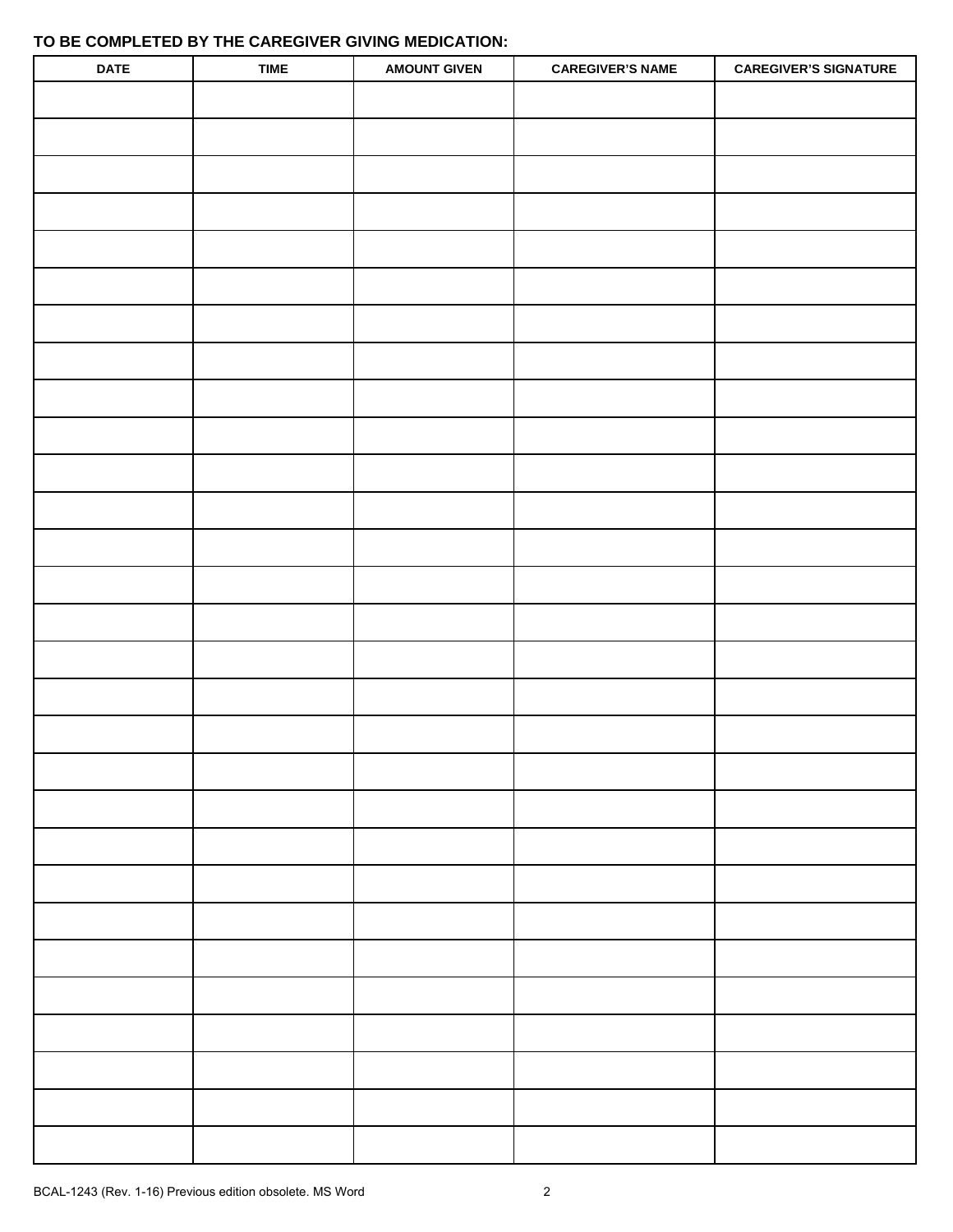**TO BE COMPLETED BY THE CAREGIVER GIVING MEDICATION:**

| DATE | TIME | AMOUNT GIVEN | CAREGIVER'S NAME | CAREGIVER'S SIGNATURE |
|---|---|---|---|---|
| | | | | |
| | | | | |
| | | | | |
| | | | | |
| | | | | |
| | | | | |
| | | | | |
| | | | | |
| | | | | |
| | | | | |
| | | | | |
| | | | | |
| | | | | |
| | | | | |
| | | | | |
| | | | | |
| | | | | |
| | | | | |
| | | | | |
| | | | | |
| | | | | |
| | | | | |
| | | | | |
| | | | | |
| | | | | |
| | | | | |
| | | | | |
| | | | | |
| | | | | |

BCAL-1243 (Rev. 1-16) Previous edition obsolete. MS Word